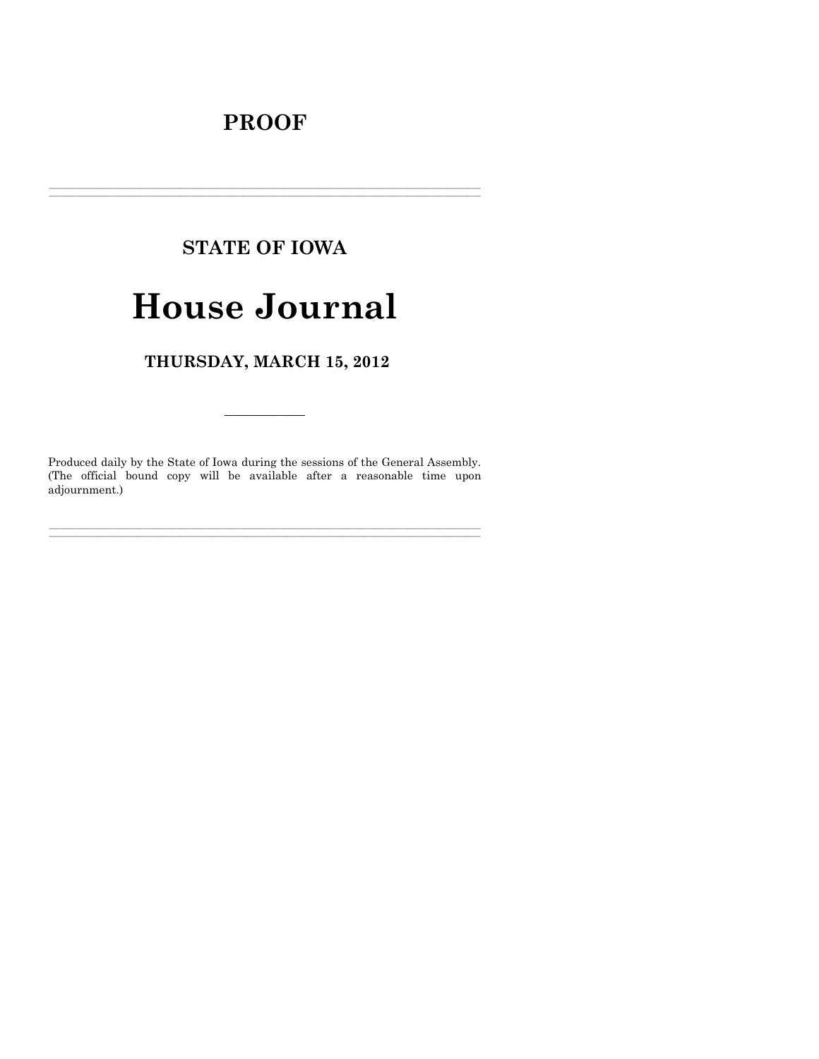# PROOF

---

## STATE OF IOWA

# House Journal

### THURSDAY, MARCH 15, 2012

---

Produced daily by the State of Iowa during the sessions of the General Assembly. (The official bound copy will be available after a reasonable time upon adjournment.)

---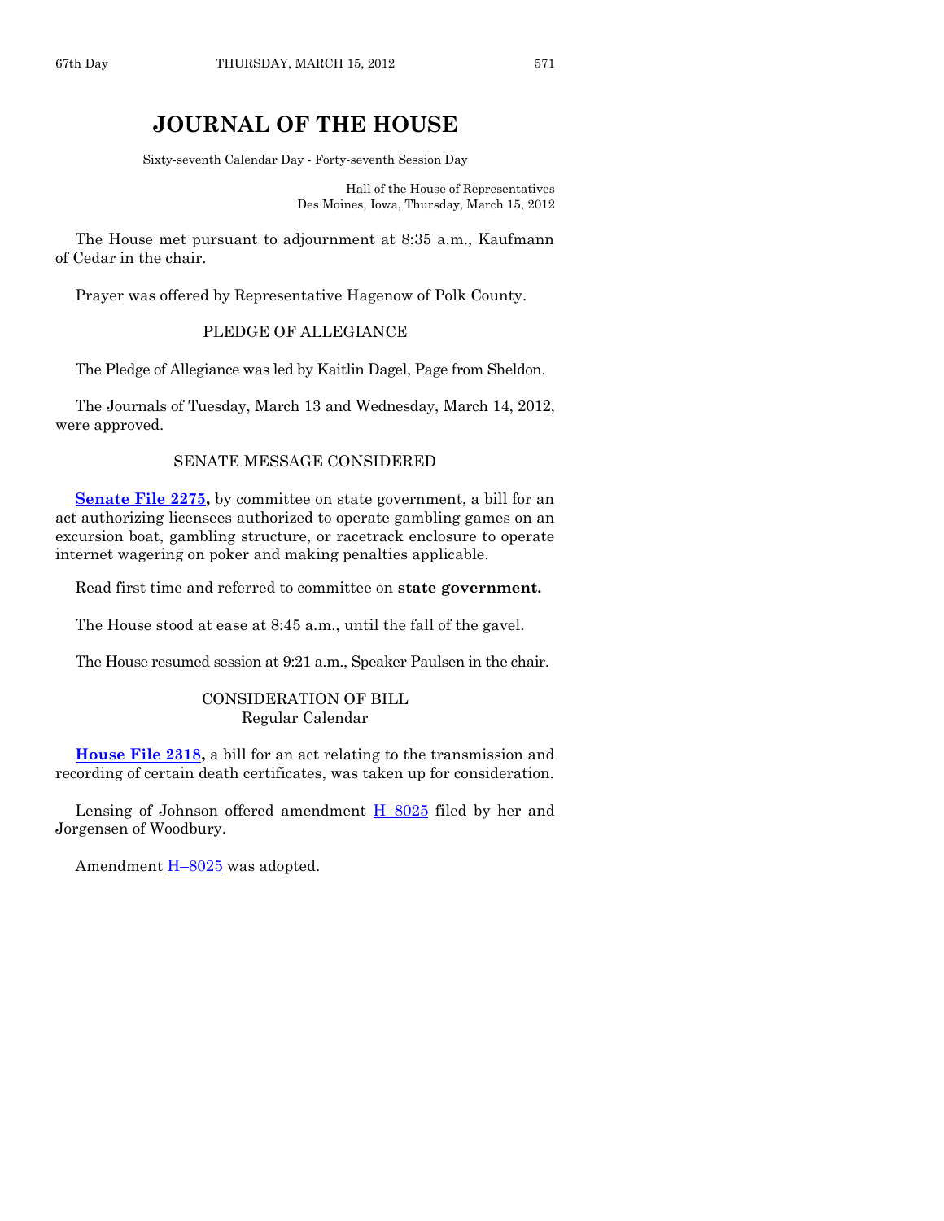# JOURNAL OF THE HOUSE

Sixty-seventh Calendar Day - Forty-seventh Session Day

Hall of the House of Representatives
Des Moines, Iowa, Thursday, March 15, 2012

The House met pursuant to adjournment at 8:35 a.m., Kaufmann of Cedar in the chair.

Prayer was offered by Representative Hagenow of Polk County.

## PLEDGE OF ALLEGIANCE

The Pledge of Allegiance was led by Kaitlin Dagel, Page from Sheldon.

The Journals of Tuesday, March 13 and Wednesday, March 14, 2012, were approved.

## SENATE MESSAGE CONSIDERED

**Senate File 2275,** by committee on state government, a bill for an act authorizing licensees authorized to operate gambling games on an excursion boat, gambling structure, or racetrack enclosure to operate internet wagering on poker and making penalties applicable.

Read first time and referred to committee on **state government.**

The House stood at ease at 8:45 a.m., until the fall of the gavel.

The House resumed session at 9:21 a.m., Speaker Paulsen in the chair.

## CONSIDERATION OF BILL
Regular Calendar

**House File 2318,** a bill for an act relating to the transmission and recording of certain death certificates, was taken up for consideration.

Lensing of Johnson offered amendment H–8025 filed by her and Jorgensen of Woodbury.

Amendment H–8025 was adopted.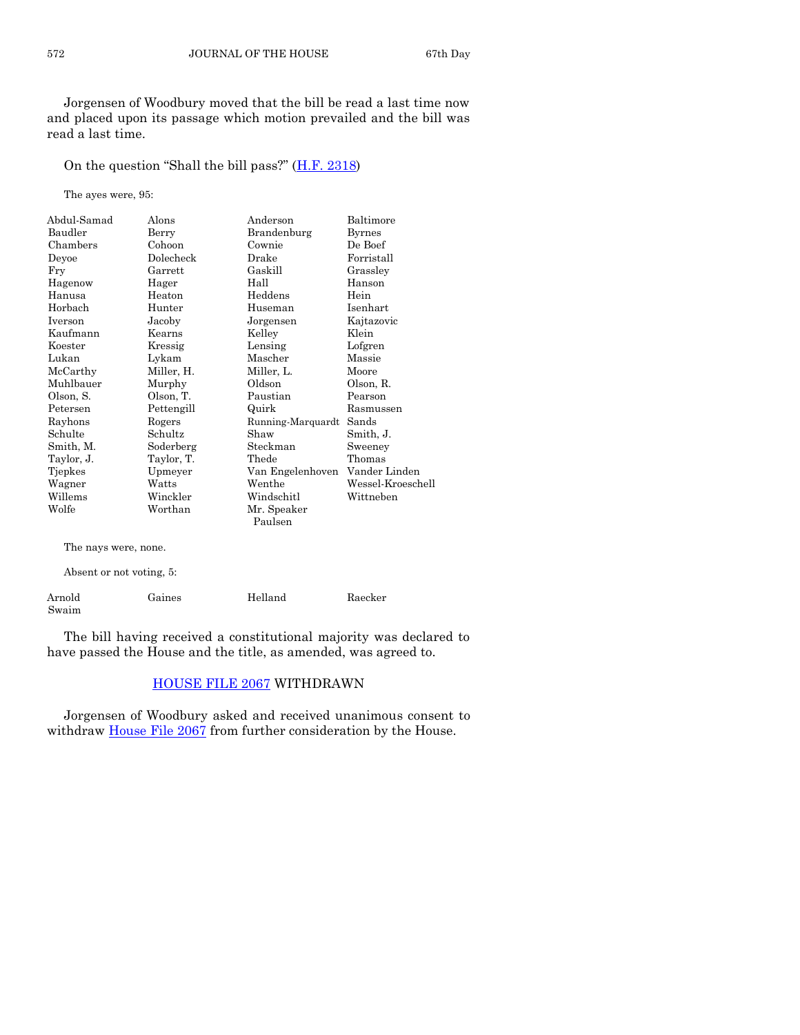Jorgensen of Woodbury moved that the bill be read a last time now and placed upon its passage which motion prevailed and the bill was read a last time.

On the question "Shall the bill pass?" (H.F. 2318)

The ayes were, 95:

| | | | |
|---|---|---|---|
| Abdul-Samad | Alons | Anderson | Baltimore |
| Baudler | Berry | Brandenburg | Byrnes |
| Chambers | Cohoon | Cownie | De Boef |
| Deyoe | Dolecheck | Drake | Forristall |
| Fry | Garrett | Gaskill | Grassley |
| Hagenow | Hager | Hall | Hanson |
| Hanusa | Heaton | Heddens | Hein |
| Horbach | Hunter | Huseman | Isenhart |
| Iverson | Jacoby | Jorgensen | Kajtazovic |
| Kaufmann | Kearns | Kelley | Klein |
| Koester | Kressig | Lensing | Lofgren |
| Lukan | Lykam | Mascher | Massie |
| McCarthy | Miller, H. | Miller, L. | Moore |
| Muhlbauer | Murphy | Oldson | Olson, R. |
| Olson, S. | Olson, T. | Paustian | Pearson |
| Petersen | Pettengill | Quirk | Rasmussen |
| Rayhons | Rogers | Running-Marquardt | Sands |
| Schulte | Schultz | Shaw | Smith, J. |
| Smith, M. | Soderberg | Steckman | Sweeney |
| Taylor, J. | Taylor, T. | Thede | Thomas |
| Tjepkes | Upmeyer | Van Engelenhoven | Vander Linden |
| Wagner | Watts | Wenthe | Wessel-Kroeschell |
| Willems | Winckler | Windschitl | Wittneben |
| Wolfe | Worthan | Mr. Speaker Paulsen | |

The nays were, none.

Absent or not voting, 5:

| | | | |
|---|---|---|---|
| Arnold | Gaines | Helland | Raecker |
| Swaim | | | |

The bill having received a constitutional majority was declared to have passed the House and the title, as amended, was agreed to.

## HOUSE FILE 2067 WITHDRAWN

Jorgensen of Woodbury asked and received unanimous consent to withdraw House File 2067 from further consideration by the House.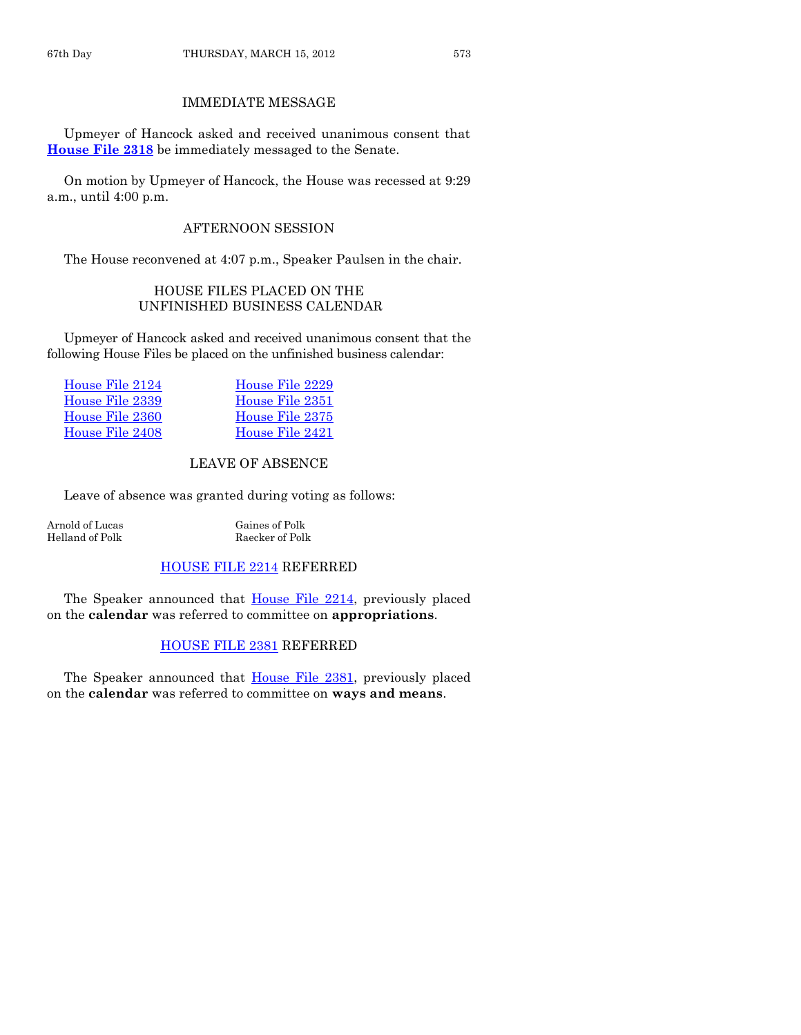## IMMEDIATE MESSAGE

Upmeyer of Hancock asked and received unanimous consent that **House File 2318** be immediately messaged to the Senate.

On motion by Upmeyer of Hancock, the House was recessed at 9:29 a.m., until 4:00 p.m.

## AFTERNOON SESSION

The House reconvened at 4:07 p.m., Speaker Paulsen in the chair.

## HOUSE FILES PLACED ON THE UNFINISHED BUSINESS CALENDAR

Upmeyer of Hancock asked and received unanimous consent that the following House Files be placed on the unfinished business calendar:

House File 2124
House File 2229
House File 2339
House File 2351
House File 2360
House File 2375
House File 2408
House File 2421

## LEAVE OF ABSENCE

Leave of absence was granted during voting as follows:

Arnold of Lucas
Gaines of Polk
Helland of Polk
Raecker of Polk

## HOUSE FILE 2214 REFERRED

The Speaker announced that House File 2214, previously placed on the **calendar** was referred to committee on **appropriations**.

## HOUSE FILE 2381 REFERRED

The Speaker announced that House File 2381, previously placed on the **calendar** was referred to committee on **ways and means**.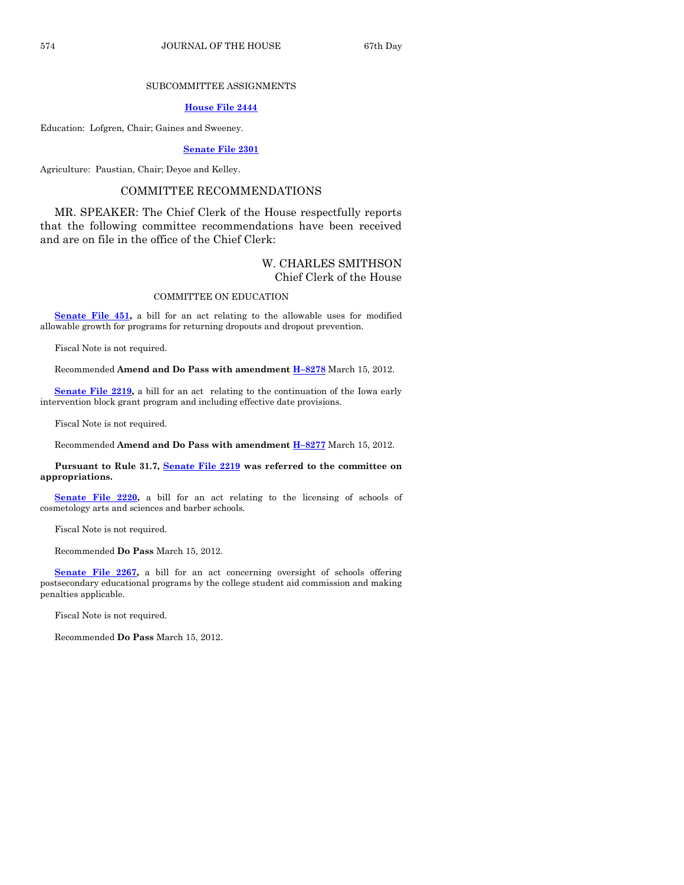SUBCOMMITTEE ASSIGNMENTS

**House File 2444**

Education: Lofgren, Chair; Gaines and Sweeney.

**Senate File 2301**

Agriculture: Paustian, Chair; Deyoe and Kelley.

## COMMITTEE RECOMMENDATIONS

MR. SPEAKER: The Chief Clerk of the House respectfully reports that the following committee recommendations have been received and are on file in the office of the Chief Clerk:

W. CHARLES SMITHSON
Chief Clerk of the House

COMMITTEE ON EDUCATION

**Senate File 451,** a bill for an act relating to the allowable uses for modified allowable growth for programs for returning dropouts and dropout prevention.

Fiscal Note is not required.

Recommended **Amend and Do Pass with amendment H–8278** March 15, 2012.

**Senate File 2219,** a bill for an act relating to the continuation of the Iowa early intervention block grant program and including effective date provisions.

Fiscal Note is not required.

Recommended **Amend and Do Pass with amendment H–8277** March 15, 2012.

**Pursuant to Rule 31.7, Senate File 2219 was referred to the committee on appropriations.**

**Senate File 2220,** a bill for an act relating to the licensing of schools of cosmetology arts and sciences and barber schools.

Fiscal Note is not required.

Recommended **Do Pass** March 15, 2012.

**Senate File 2267,** a bill for an act concerning oversight of schools offering postsecondary educational programs by the college student aid commission and making penalties applicable.

Fiscal Note is not required.

Recommended **Do Pass** March 15, 2012.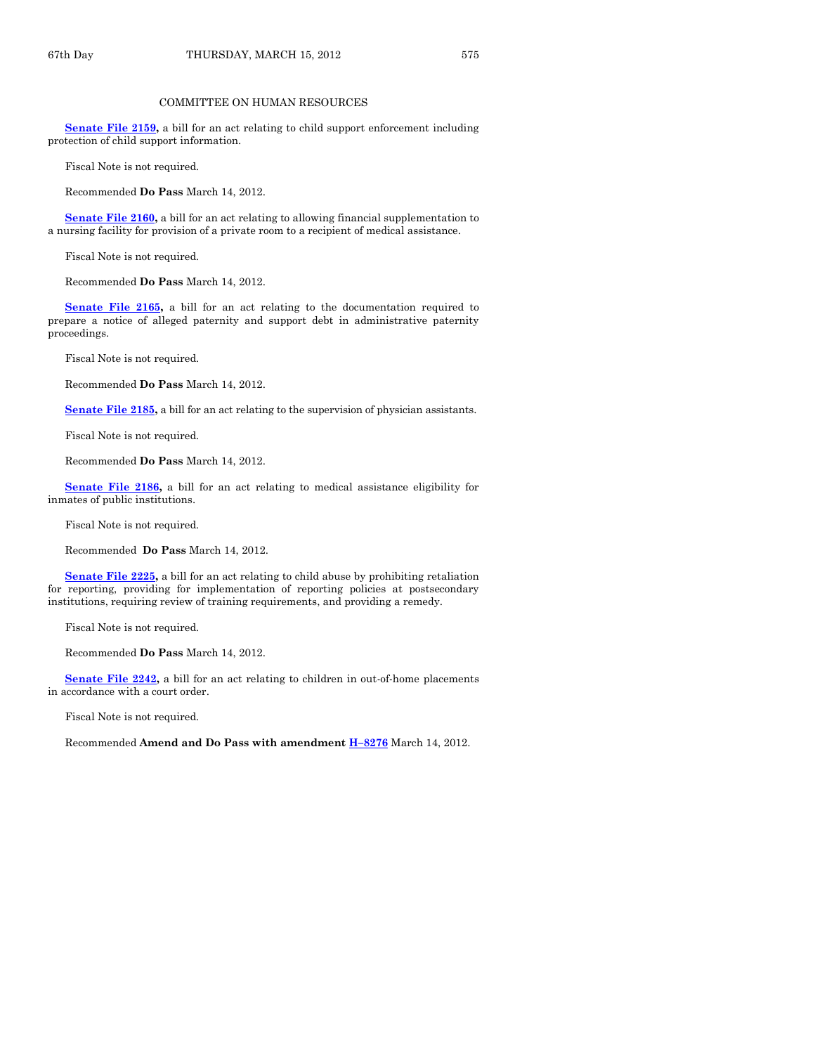## COMMITTEE ON HUMAN RESOURCES

**Senate File 2159,** a bill for an act relating to child support enforcement including protection of child support information.

Fiscal Note is not required.

Recommended **Do Pass** March 14, 2012.

**Senate File 2160,** a bill for an act relating to allowing financial supplementation to a nursing facility for provision of a private room to a recipient of medical assistance.

Fiscal Note is not required.

Recommended **Do Pass** March 14, 2012.

**Senate File 2165,** a bill for an act relating to the documentation required to prepare a notice of alleged paternity and support debt in administrative paternity proceedings.

Fiscal Note is not required.

Recommended **Do Pass** March 14, 2012.

**Senate File 2185,** a bill for an act relating to the supervision of physician assistants.

Fiscal Note is not required.

Recommended **Do Pass** March 14, 2012.

**Senate File 2186,** a bill for an act relating to medical assistance eligibility for inmates of public institutions.

Fiscal Note is not required.

Recommended **Do Pass** March 14, 2012.

**Senate File 2225,** a bill for an act relating to child abuse by prohibiting retaliation for reporting, providing for implementation of reporting policies at postsecondary institutions, requiring review of training requirements, and providing a remedy.

Fiscal Note is not required.

Recommended **Do Pass** March 14, 2012.

**Senate File 2242,** a bill for an act relating to children in out-of-home placements in accordance with a court order.

Fiscal Note is not required.

Recommended **Amend and Do Pass with amendment H–8276** March 14, 2012.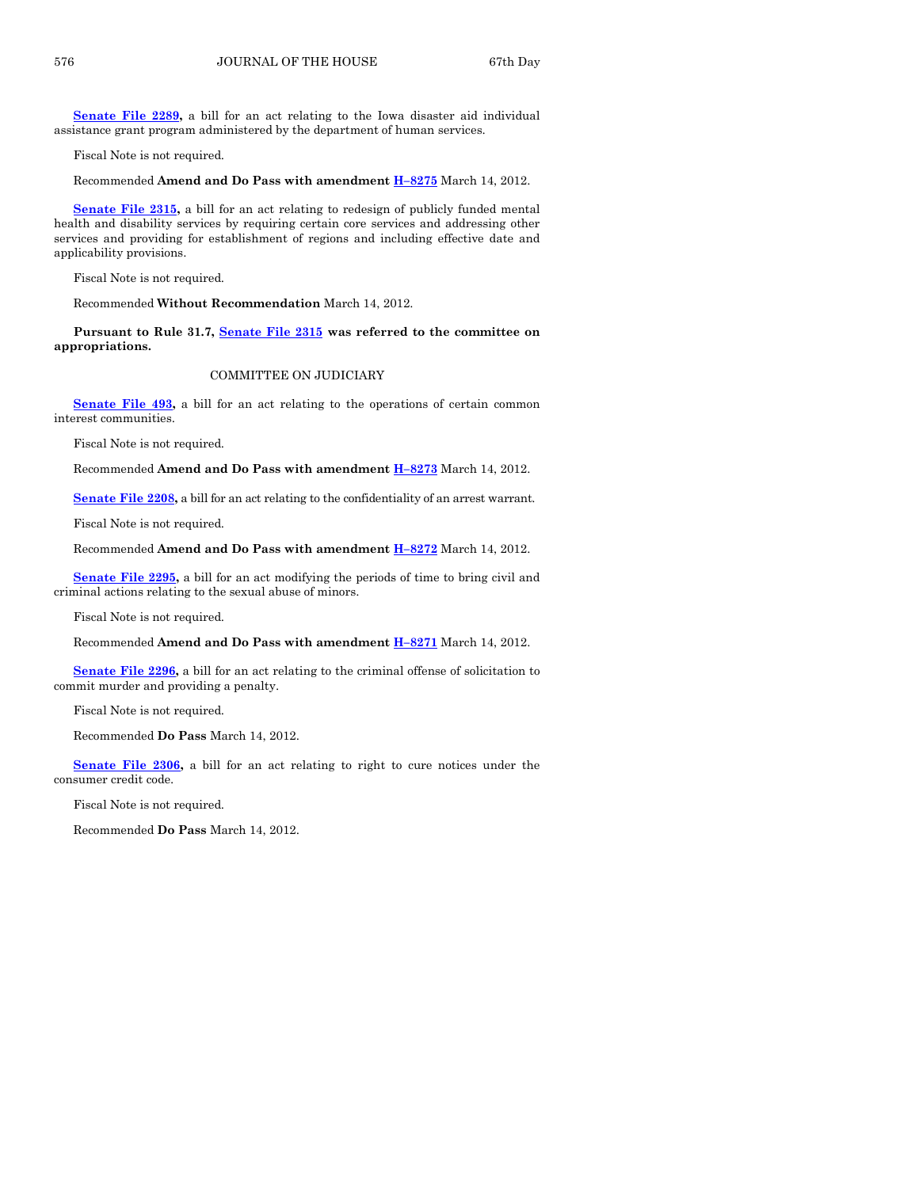**Senate File 2289,** a bill for an act relating to the Iowa disaster aid individual assistance grant program administered by the department of human services.

Fiscal Note is not required.

Recommended **Amend and Do Pass with amendment H–8275** March 14, 2012.

**Senate File 2315,** a bill for an act relating to redesign of publicly funded mental health and disability services by requiring certain core services and addressing other services and providing for establishment of regions and including effective date and applicability provisions.

Fiscal Note is not required.

Recommended **Without Recommendation** March 14, 2012.

**Pursuant to Rule 31.7, Senate File 2315 was referred to the committee on appropriations.**

COMMITTEE ON JUDICIARY

**Senate File 493,** a bill for an act relating to the operations of certain common interest communities.

Fiscal Note is not required.

Recommended **Amend and Do Pass with amendment H–8273** March 14, 2012.

**Senate File 2208,** a bill for an act relating to the confidentiality of an arrest warrant.

Fiscal Note is not required.

Recommended **Amend and Do Pass with amendment H–8272** March 14, 2012.

**Senate File 2295,** a bill for an act modifying the periods of time to bring civil and criminal actions relating to the sexual abuse of minors.

Fiscal Note is not required.

Recommended **Amend and Do Pass with amendment H–8271** March 14, 2012.

**Senate File 2296,** a bill for an act relating to the criminal offense of solicitation to commit murder and providing a penalty.

Fiscal Note is not required.

Recommended **Do Pass** March 14, 2012.

**Senate File 2306,** a bill for an act relating to right to cure notices under the consumer credit code.

Fiscal Note is not required.

Recommended **Do Pass** March 14, 2012.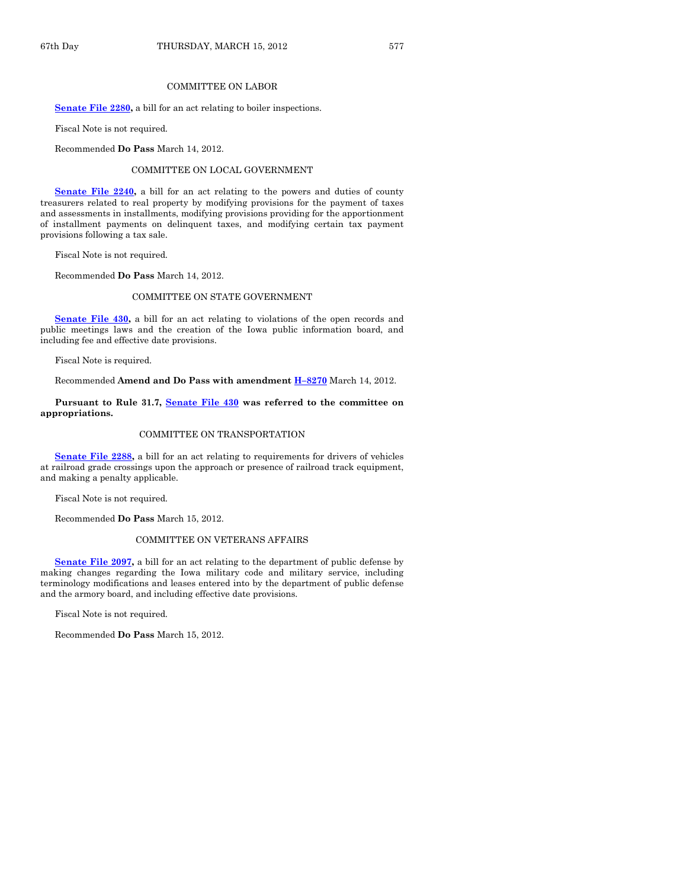COMMITTEE ON LABOR

**Senate File 2280,** a bill for an act relating to boiler inspections.

Fiscal Note is not required.

Recommended **Do Pass** March 14, 2012.

COMMITTEE ON LOCAL GOVERNMENT

**Senate File 2240,** a bill for an act relating to the powers and duties of county treasurers related to real property by modifying provisions for the payment of taxes and assessments in installments, modifying provisions providing for the apportionment of installment payments on delinquent taxes, and modifying certain tax payment provisions following a tax sale.

Fiscal Note is not required.

Recommended **Do Pass** March 14, 2012.

COMMITTEE ON STATE GOVERNMENT

**Senate File 430,** a bill for an act relating to violations of the open records and public meetings laws and the creation of the Iowa public information board, and including fee and effective date provisions.

Fiscal Note is required.

Recommended **Amend and Do Pass with amendment H–8270** March 14, 2012.

**Pursuant to Rule 31.7, Senate File 430 was referred to the committee on appropriations.**

COMMITTEE ON TRANSPORTATION

**Senate File 2288,** a bill for an act relating to requirements for drivers of vehicles at railroad grade crossings upon the approach or presence of railroad track equipment, and making a penalty applicable.

Fiscal Note is not required.

Recommended **Do Pass** March 15, 2012.

COMMITTEE ON VETERANS AFFAIRS

**Senate File 2097,** a bill for an act relating to the department of public defense by making changes regarding the Iowa military code and military service, including terminology modifications and leases entered into by the department of public defense and the armory board, and including effective date provisions.

Fiscal Note is not required.

Recommended **Do Pass** March 15, 2012.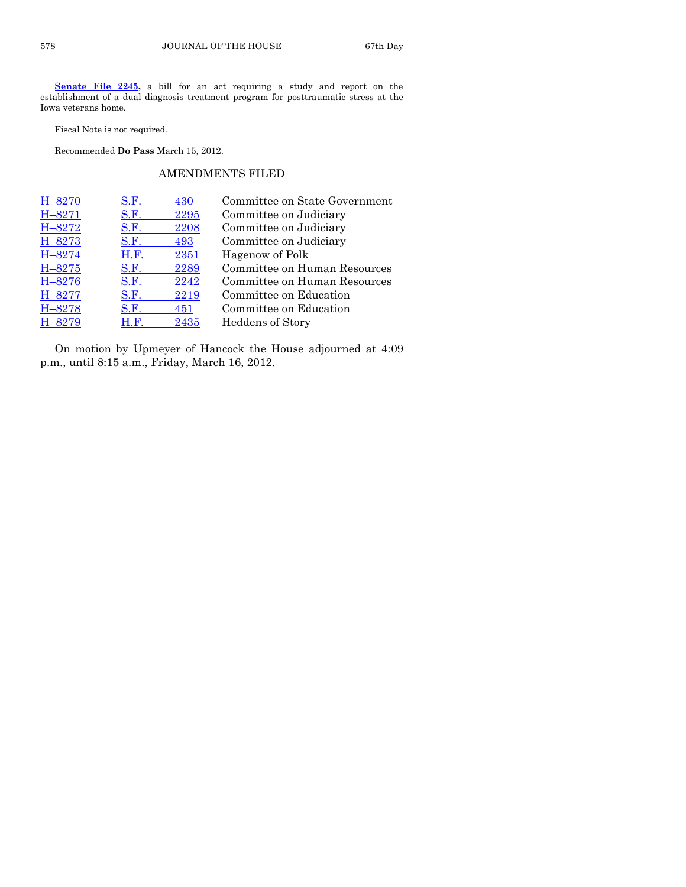**Senate File 2245,** a bill for an act requiring a study and report on the establishment of a dual diagnosis treatment program for posttraumatic stress at the Iowa veterans home.

Fiscal Note is not required.

Recommended **Do Pass** March 15, 2012.

## AMENDMENTS FILED

| | | | |
|---|---|---|---|
| H–8270 | S.F. | 430 | Committee on State Government |
| H–8271 | S.F. | 2295 | Committee on Judiciary |
| H–8272 | S.F. | 2208 | Committee on Judiciary |
| H–8273 | S.F. | 493 | Committee on Judiciary |
| H–8274 | H.F. | 2351 | Hagenow of Polk |
| H–8275 | S.F. | 2289 | Committee on Human Resources |
| H–8276 | S.F. | 2242 | Committee on Human Resources |
| H–8277 | S.F. | 2219 | Committee on Education |
| H–8278 | S.F. | 451 | Committee on Education |
| H–8279 | H.F. | 2435 | Heddens of Story |

On motion by Upmeyer of Hancock the House adjourned at 4:09 p.m., until 8:15 a.m., Friday, March 16, 2012.